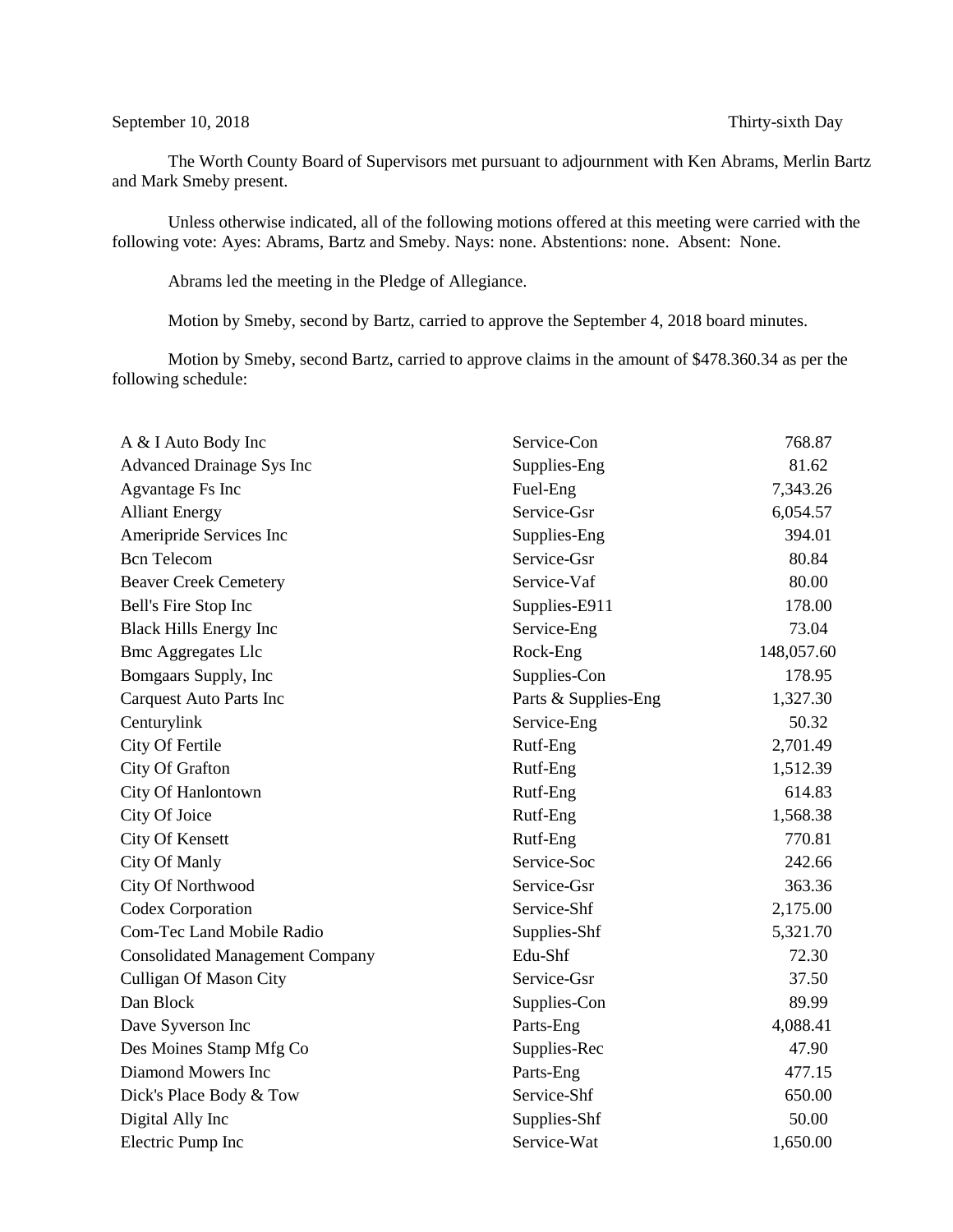September 10, 2018 Thirty-sixth Day

The Worth County Board of Supervisors met pursuant to adjournment with Ken Abrams, Merlin Bartz and Mark Smeby present.

Unless otherwise indicated, all of the following motions offered at this meeting were carried with the following vote: Ayes: Abrams, Bartz and Smeby. Nays: none. Abstentions: none. Absent: None.

Abrams led the meeting in the Pledge of Allegiance.

Motion by Smeby, second by Bartz, carried to approve the September 4, 2018 board minutes.

Motion by Smeby, second Bartz, carried to approve claims in the amount of $478.360.34 as per the following schedule:

| | | |
|---|---|---|
| A & I Auto Body Inc | Service-Con | 768.87 |
| Advanced Drainage Sys Inc | Supplies-Eng | 81.62 |
| Agvantage Fs Inc | Fuel-Eng | 7,343.26 |
| Alliant Energy | Service-Gsr | 6,054.57 |
| Ameripride Services Inc | Supplies-Eng | 394.01 |
| Bcn Telecom | Service-Gsr | 80.84 |
| Beaver Creek Cemetery | Service-Vaf | 80.00 |
| Bell's Fire Stop Inc | Supplies-E911 | 178.00 |
| Black Hills Energy Inc | Service-Eng | 73.04 |
| Bmc Aggregates Llc | Rock-Eng | 148,057.60 |
| Bomgaars Supply, Inc | Supplies-Con | 178.95 |
| Carquest Auto Parts Inc | Parts & Supplies-Eng | 1,327.30 |
| Centurylink | Service-Eng | 50.32 |
| City Of Fertile | Rutf-Eng | 2,701.49 |
| City Of Grafton | Rutf-Eng | 1,512.39 |
| City Of Hanlontown | Rutf-Eng | 614.83 |
| City Of Joice | Rutf-Eng | 1,568.38 |
| City Of Kensett | Rutf-Eng | 770.81 |
| City Of Manly | Service-Soc | 242.66 |
| City Of Northwood | Service-Gsr | 363.36 |
| Codex Corporation | Service-Shf | 2,175.00 |
| Com-Tec Land Mobile Radio | Supplies-Shf | 5,321.70 |
| Consolidated Management Company | Edu-Shf | 72.30 |
| Culligan Of Mason City | Service-Gsr | 37.50 |
| Dan Block | Supplies-Con | 89.99 |
| Dave Syverson Inc | Parts-Eng | 4,088.41 |
| Des Moines Stamp Mfg Co | Supplies-Rec | 47.90 |
| Diamond Mowers Inc | Parts-Eng | 477.15 |
| Dick's Place Body & Tow | Service-Shf | 650.00 |
| Digital Ally Inc | Supplies-Shf | 50.00 |
| Electric Pump Inc | Service-Wat | 1,650.00 |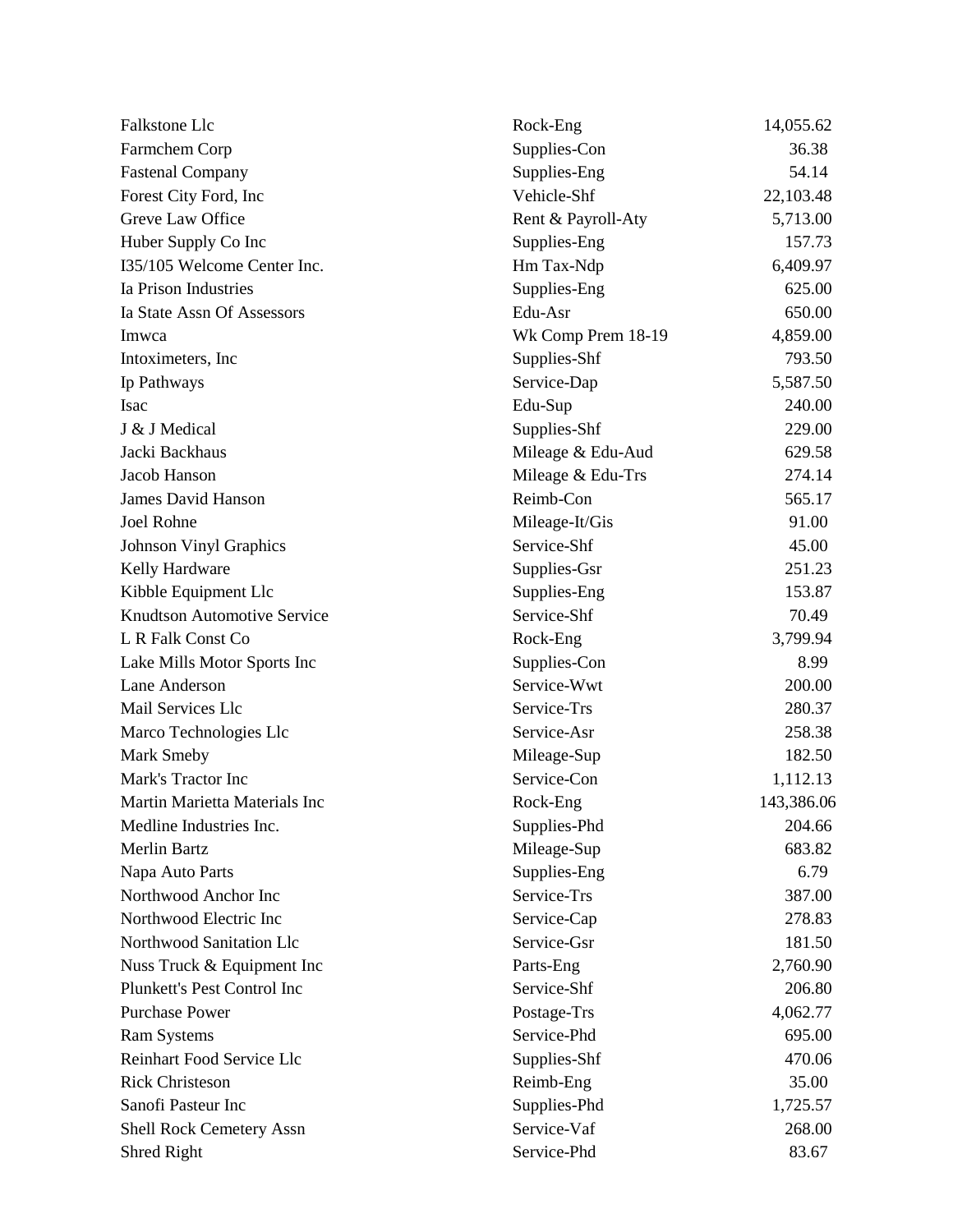| | | |
|---|---|---|
| Falkstone Llc | Rock-Eng | 14,055.62 |
| Farmchem Corp | Supplies-Con | 36.38 |
| Fastenal Company | Supplies-Eng | 54.14 |
| Forest City Ford, Inc | Vehicle-Shf | 22,103.48 |
| Greve Law Office | Rent & Payroll-Aty | 5,713.00 |
| Huber Supply Co Inc | Supplies-Eng | 157.73 |
| I35/105 Welcome Center Inc. | Hm Tax-Ndp | 6,409.97 |
| Ia Prison Industries | Supplies-Eng | 625.00 |
| Ia State Assn Of Assessors | Edu-Asr | 650.00 |
| Imwca | Wk Comp Prem 18-19 | 4,859.00 |
| Intoximeters, Inc | Supplies-Shf | 793.50 |
| Ip Pathways | Service-Dap | 5,587.50 |
| Isac | Edu-Sup | 240.00 |
| J & J Medical | Supplies-Shf | 229.00 |
| Jacki Backhaus | Mileage & Edu-Aud | 629.58 |
| Jacob Hanson | Mileage & Edu-Trs | 274.14 |
| James David Hanson | Reimb-Con | 565.17 |
| Joel Rohne | Mileage-It/Gis | 91.00 |
| Johnson Vinyl Graphics | Service-Shf | 45.00 |
| Kelly Hardware | Supplies-Gsr | 251.23 |
| Kibble Equipment Llc | Supplies-Eng | 153.87 |
| Knudtson Automotive Service | Service-Shf | 70.49 |
| L R Falk Const Co | Rock-Eng | 3,799.94 |
| Lake Mills Motor Sports Inc | Supplies-Con | 8.99 |
| Lane Anderson | Service-Wwt | 200.00 |
| Mail Services Llc | Service-Trs | 280.37 |
| Marco Technologies Llc | Service-Asr | 258.38 |
| Mark Smeby | Mileage-Sup | 182.50 |
| Mark's Tractor Inc | Service-Con | 1,112.13 |
| Martin Marietta Materials Inc | Rock-Eng | 143,386.06 |
| Medline Industries Inc. | Supplies-Phd | 204.66 |
| Merlin Bartz | Mileage-Sup | 683.82 |
| Napa Auto Parts | Supplies-Eng | 6.79 |
| Northwood Anchor Inc | Service-Trs | 387.00 |
| Northwood Electric Inc | Service-Cap | 278.83 |
| Northwood Sanitation Llc | Service-Gsr | 181.50 |
| Nuss Truck & Equipment Inc | Parts-Eng | 2,760.90 |
| Plunkett's Pest Control Inc | Service-Shf | 206.80 |
| Purchase Power | Postage-Trs | 4,062.77 |
| Ram Systems | Service-Phd | 695.00 |
| Reinhart Food Service Llc | Supplies-Shf | 470.06 |
| Rick Christeson | Reimb-Eng | 35.00 |
| Sanofi Pasteur Inc | Supplies-Phd | 1,725.57 |
| Shell Rock Cemetery Assn | Service-Vaf | 268.00 |
| Shred Right | Service-Phd | 83.67 |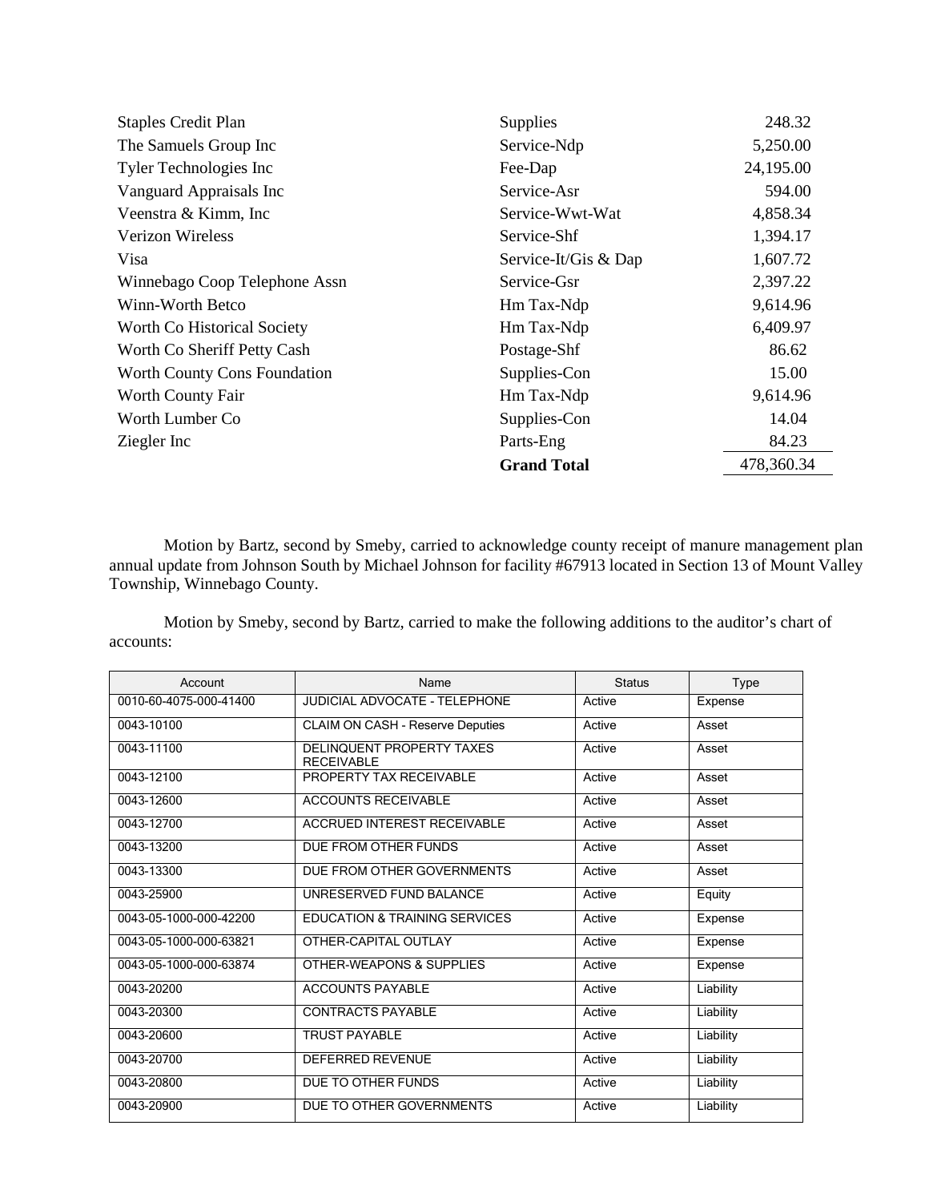| | | |
|---|---|---|
| Staples Credit Plan | Supplies | 248.32 |
| The Samuels Group Inc | Service-Ndp | 5,250.00 |
| Tyler Technologies Inc | Fee-Dap | 24,195.00 |
| Vanguard Appraisals Inc | Service-Asr | 594.00 |
| Veenstra & Kimm, Inc | Service-Wwt-Wat | 4,858.34 |
| Verizon Wireless | Service-Shf | 1,394.17 |
| Visa | Service-It/Gis & Dap | 1,607.72 |
| Winnebago Coop Telephone Assn | Service-Gsr | 2,397.22 |
| Winn-Worth Betco | Hm Tax-Ndp | 9,614.96 |
| Worth Co Historical Society | Hm Tax-Ndp | 6,409.97 |
| Worth Co Sheriff Petty Cash | Postage-Shf | 86.62 |
| Worth County Cons Foundation | Supplies-Con | 15.00 |
| Worth County Fair | Hm Tax-Ndp | 9,614.96 |
| Worth Lumber Co | Supplies-Con | 14.04 |
| Ziegler Inc | Parts-Eng | 84.23 |
| | **Grand Total** | 478,360.34 |

Motion by Bartz, second by Smeby, carried to acknowledge county receipt of manure management plan annual update from Johnson South by Michael Johnson for facility #67913 located in Section 13 of Mount Valley Township, Winnebago County.

Motion by Smeby, second by Bartz, carried to make the following additions to the auditor's chart of accounts:

| Account | Name | Status | Type |
|---|---|---|---|
| 0010-60-4075-000-41400 | JUDICIAL ADVOCATE - TELEPHONE | Active | Expense |
| 0043-10100 | CLAIM ON CASH - Reserve Deputies | Active | Asset |
| 0043-11100 | DELINQUENT PROPERTY TAXES RECEIVABLE | Active | Asset |
| 0043-12100 | PROPERTY TAX RECEIVABLE | Active | Asset |
| 0043-12600 | ACCOUNTS RECEIVABLE | Active | Asset |
| 0043-12700 | ACCRUED INTEREST RECEIVABLE | Active | Asset |
| 0043-13200 | DUE FROM OTHER FUNDS | Active | Asset |
| 0043-13300 | DUE FROM OTHER GOVERNMENTS | Active | Asset |
| 0043-25900 | UNRESERVED FUND BALANCE | Active | Equity |
| 0043-05-1000-000-42200 | EDUCATION & TRAINING SERVICES | Active | Expense |
| 0043-05-1000-000-63821 | OTHER-CAPITAL OUTLAY | Active | Expense |
| 0043-05-1000-000-63874 | OTHER-WEAPONS & SUPPLIES | Active | Expense |
| 0043-20200 | ACCOUNTS PAYABLE | Active | Liability |
| 0043-20300 | CONTRACTS PAYABLE | Active | Liability |
| 0043-20600 | TRUST PAYABLE | Active | Liability |
| 0043-20700 | DEFERRED REVENUE | Active | Liability |
| 0043-20800 | DUE TO OTHER FUNDS | Active | Liability |
| 0043-20900 | DUE TO OTHER GOVERNMENTS | Active | Liability |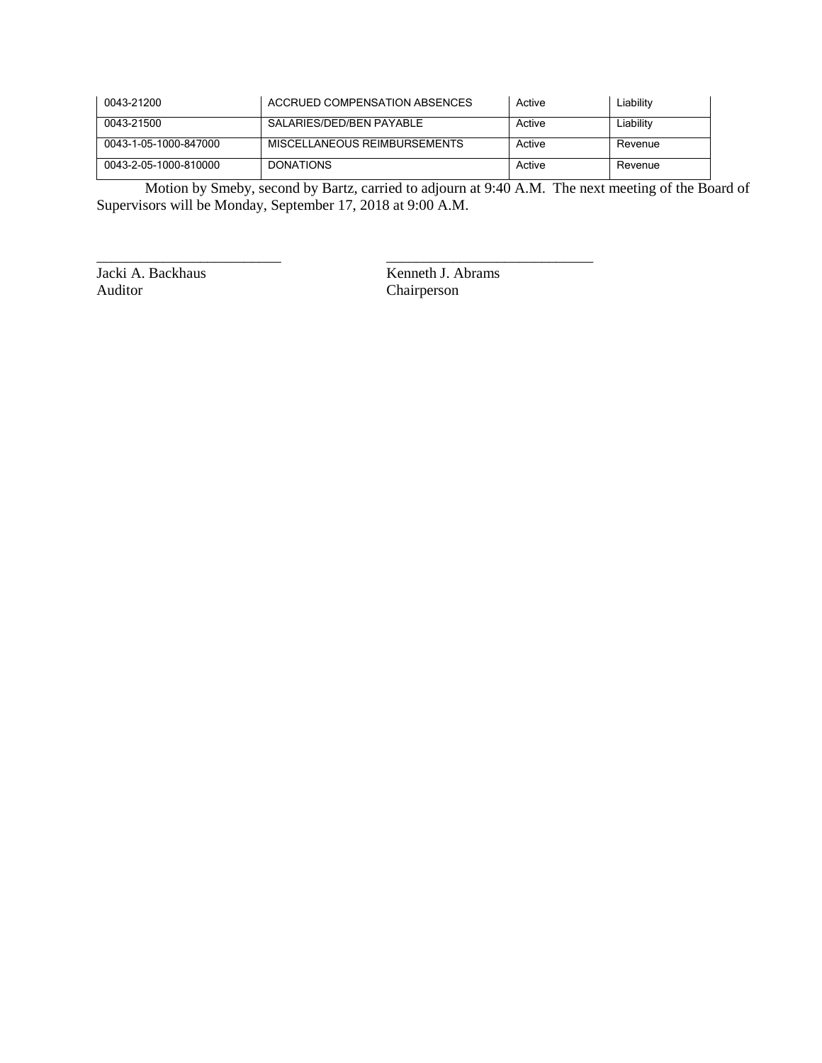| | | | |
|---|---|---|---|
| 0043-21200 | ACCRUED COMPENSATION ABSENCES | Active | Liability |
| 0043-21500 | SALARIES/DED/BEN PAYABLE | Active | Liability |
| 0043-1-05-1000-847000 | MISCELLANEOUS REIMBURSEMENTS | Active | Revenue |
| 0043-2-05-1000-810000 | DONATIONS | Active | Revenue |

Motion by Smeby, second by Bartz, carried to adjourn at 9:40 A.M. The next meeting of the Board of Supervisors will be Monday, September 17, 2018 at 9:00 A.M.

_________________________
Jacki A. Backhaus
Auditor

____________________________
Kenneth J. Abrams
Chairperson